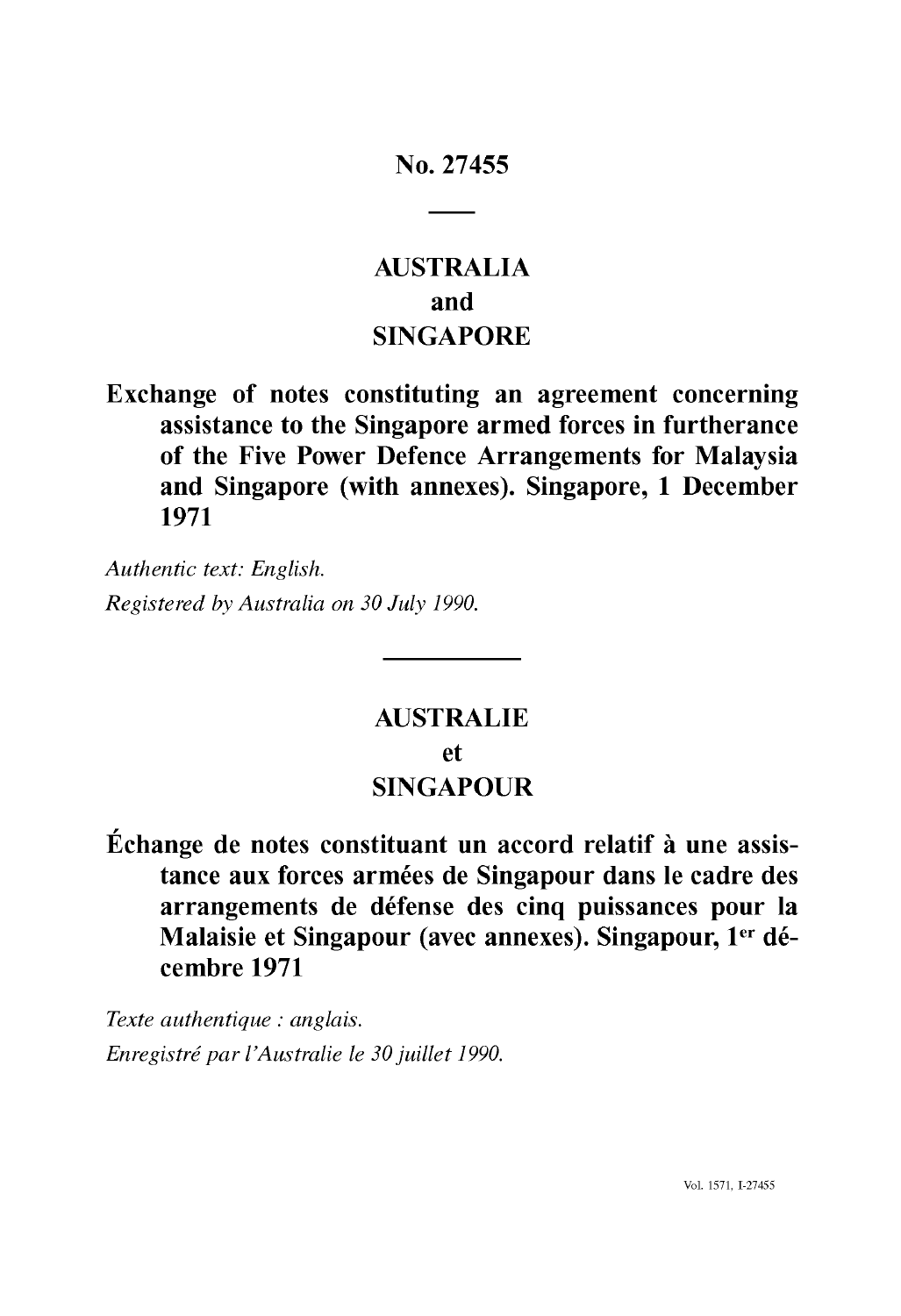# No. 27455

---

## AUSTRALIA
## and
## SINGAPORE

**Exchange of notes constituting an agreement concerning assistance to the Singapore armed forces in furtherance of the Five Power Defence Arrangements for Malaysia and Singapore (with annexes). Singapore, 1 December 1971**

*Authentic text: English.*

*Registered by Australia on 30 July 1990.*

---

## AUSTRALIE
## et
## SINGAPOUR

**Échange de notes constituant un accord relatif à une assistance aux forces armées de Singapour dans le cadre des arrangements de défense des cinq puissances pour la Malaisie et Singapour (avec annexes). Singapour, 1er décembre 1971**

*Texte authentique : anglais.*

*Enregistré par l'Australie le 30 juillet 1990.*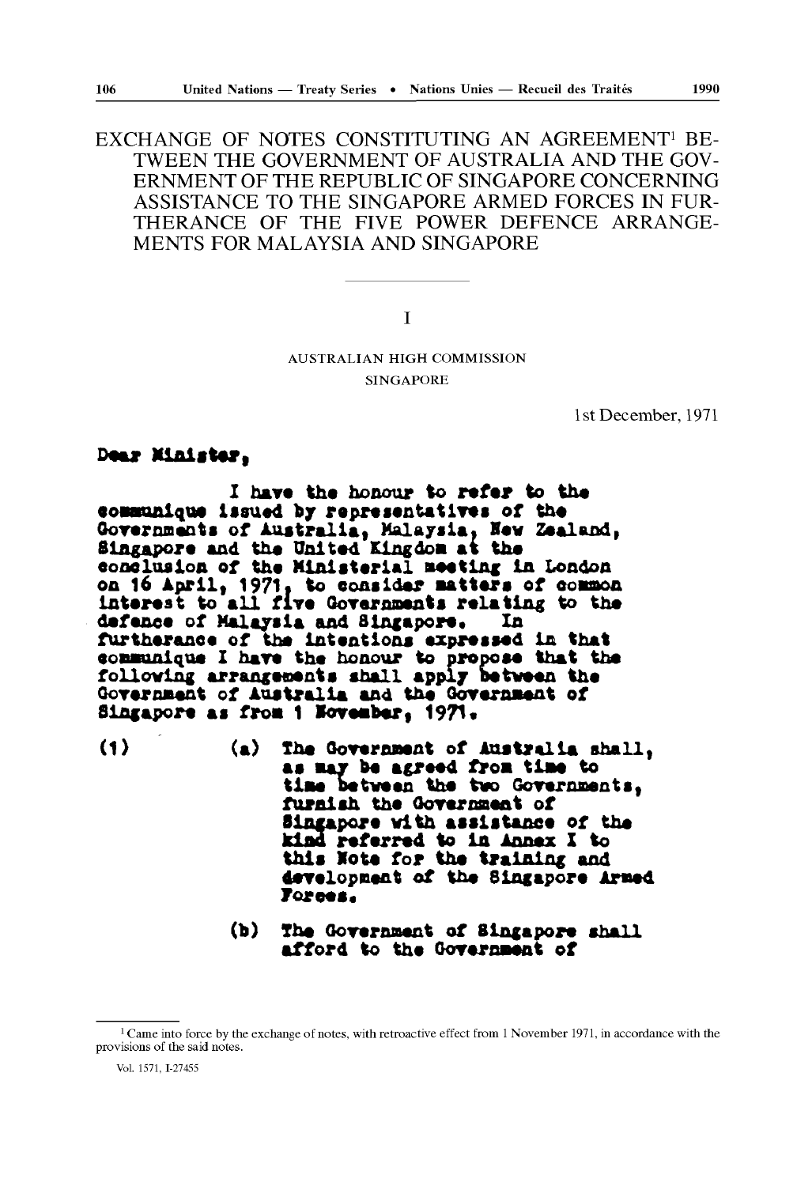# EXCHANGE OF NOTES CONSTITUTING AN AGREEMENT[1] BETWEEN THE GOVERNMENT OF AUSTRALIA AND THE GOVERNMENT OF THE REPUBLIC OF SINGAPORE CONCERNING ASSISTANCE TO THE SINGAPORE ARMED FORCES IN FURTHERANCE OF THE FIVE POWER DEFENCE ARRANGEMENTS FOR MALAYSIA AND SINGAPORE

I

AUSTRALIAN HIGH COMMISSION
SINGAPORE

1st December, 1971

Dear Minister,

I have the honour to refer to the communique issued by representatives of the Governments of Australia, Malaysia, New Zealand, Singapore and the United Kingdom at the conclusion of the Ministerial meeting in London on 16 April, 1971, to consider matters of common interest to all five Governments relating to the defence of Malaysia and Singapore. In furtherance of the intentions expressed in that communique I have the honour to propose that the following arrangements shall apply between the Government of Australia and the Government of Singapore as from 1 November, 1971.

(1) (a) The Government of Australia shall, as may be agreed from time to time between the two Governments, furnish the Government of Singapore with assistance of the kind referred to in Annex I to this Note for the training and development of the Singapore Armed Forces.

(b) The Government of Singapore shall afford to the Government of

---

[1] Came into force by the exchange of notes, with retroactive effect from 1 November 1971, in accordance with the provisions of the said notes.

Vol. 1571, I-27455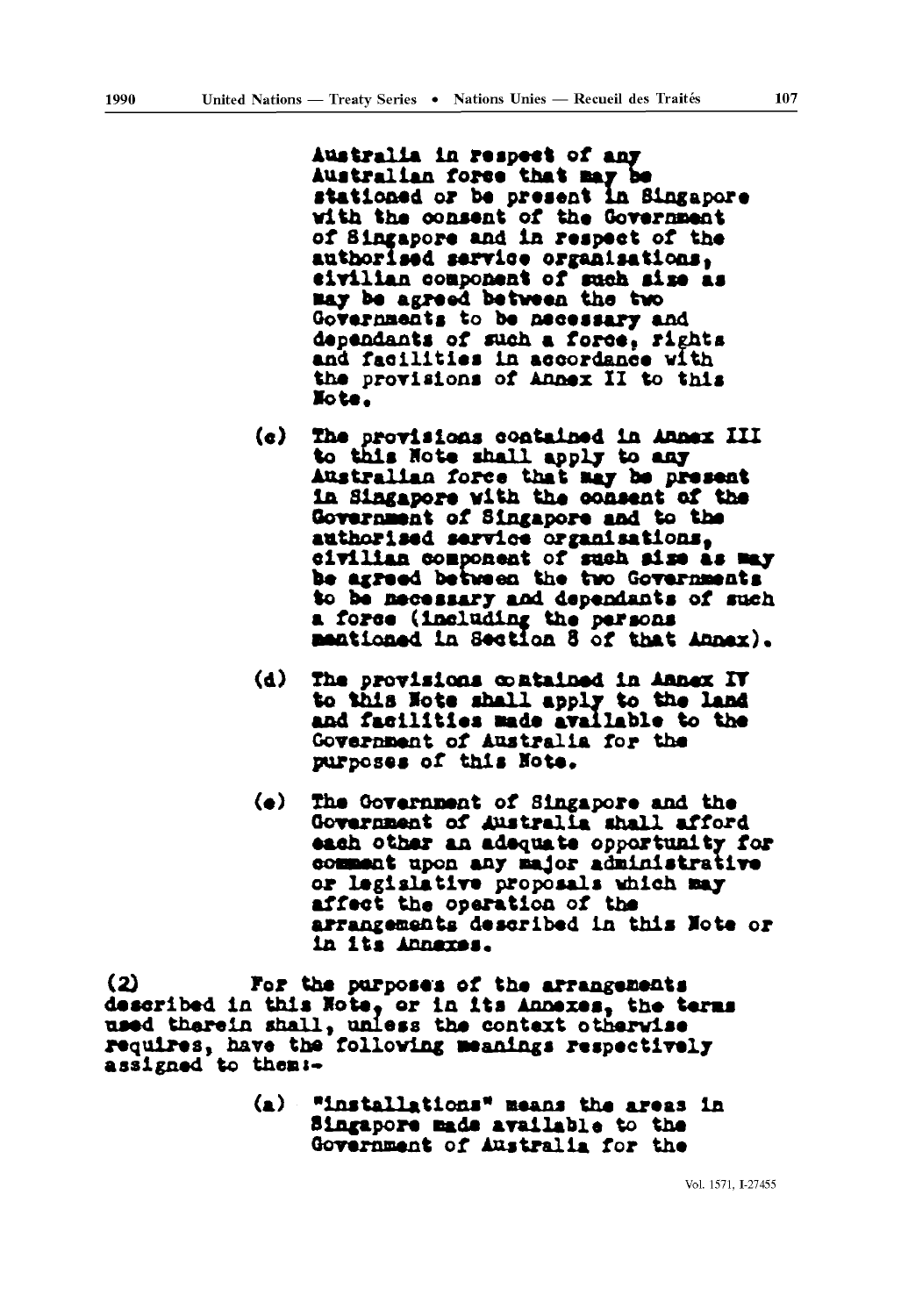Australia in respect of any Australian force that may be stationed or be present in Singapore with the consent of the Government of Singapore and in respect of the authorised service organisations, civilian component of such size as may be agreed between the two Governments to be necessary and dependants of such a force, rights and facilities in accordance with the provisions of Annex II to this Note.

(c) The provisions contained in Annex III to this Note shall apply to any Australian force that may be present in Singapore with the consent of the Government of Singapore and to the authorised service organisations, civilian component of such size as may be agreed between the two Governments to be necessary and dependants of such a force (including the persons mentioned in Section 8 of that Annex).

(d) The provisions contained in Annex IV to this Note shall apply to the land and facilities made available to the Government of Australia for the purposes of this Note.

(e) The Government of Singapore and the Government of Australia shall afford each other an adequate opportunity for comment upon any major administrative or legislative proposals which may affect the operation of the arrangements described in this Note or in its Annexes.

(2) For the purposes of the arrangements described in this Note, or in its Annexes, the terms used therein shall, unless the context otherwise requires, have the following meanings respectively assigned to them:-

(a) "installations" means the areas in Singapore made available to the Government of Australia for the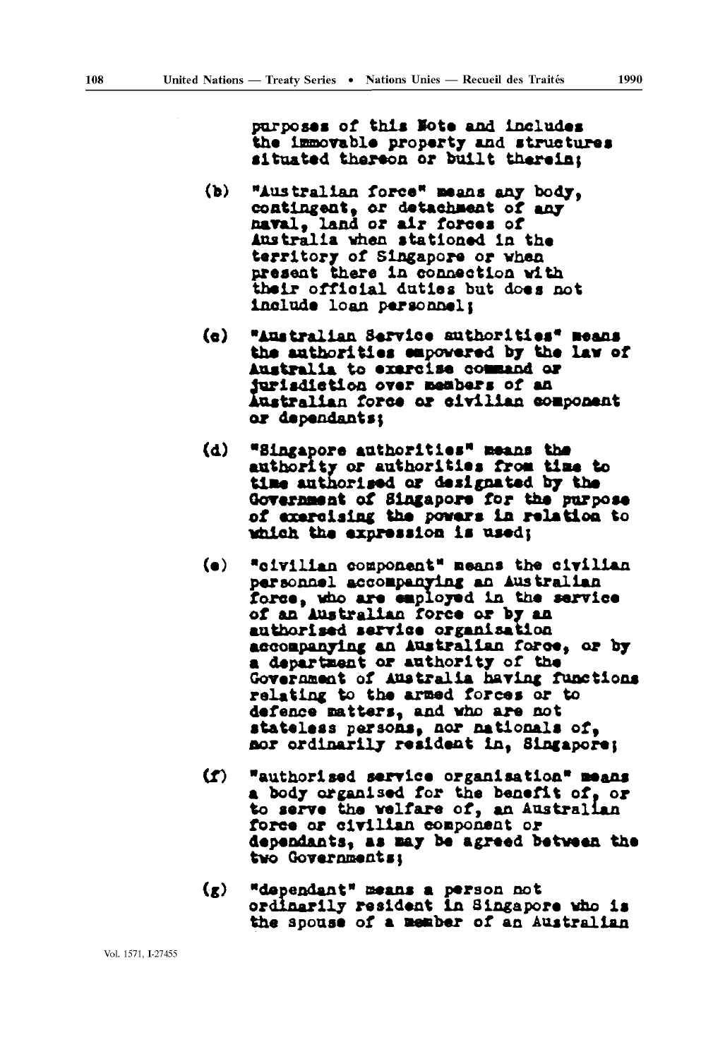purposes of this Note and includes the immovable property and structures situated thereon or built therein;

(b) "Australian force" means any body, contingent, or detachment of any naval, land or air forces of Australia when stationed in the territory of Singapore or when present there in connection with their official duties but does not include loan personnel;

(c) "Australian Service authorities" means the authorities empowered by the law of Australia to exercise command or jurisdiction over members of an Australian force or civilian component or dependants;

(d) "Singapore authorities" means the authority or authorities from time to time authorised or designated by the Government of Singapore for the purpose of exercising the powers in relation to which the expression is used;

(e) "civilian component" means the civilian personnel accompanying an Australian force, who are employed in the service of an Australian force or by an authorised service organisation accompanying an Australian force, or by a department or authority of the Government of Australia having functions relating to the armed forces or to defence matters, and who are not stateless persons, nor nationals of, nor ordinarily resident in, Singapore;

(f) "authorised service organisation" means a body organised for the benefit of, or to serve the welfare of, an Australian force or civilian component or dependants, as may be agreed between the two Governments;

(g) "dependant" means a person not ordinarily resident in Singapore who is the spouse of a member of an Australian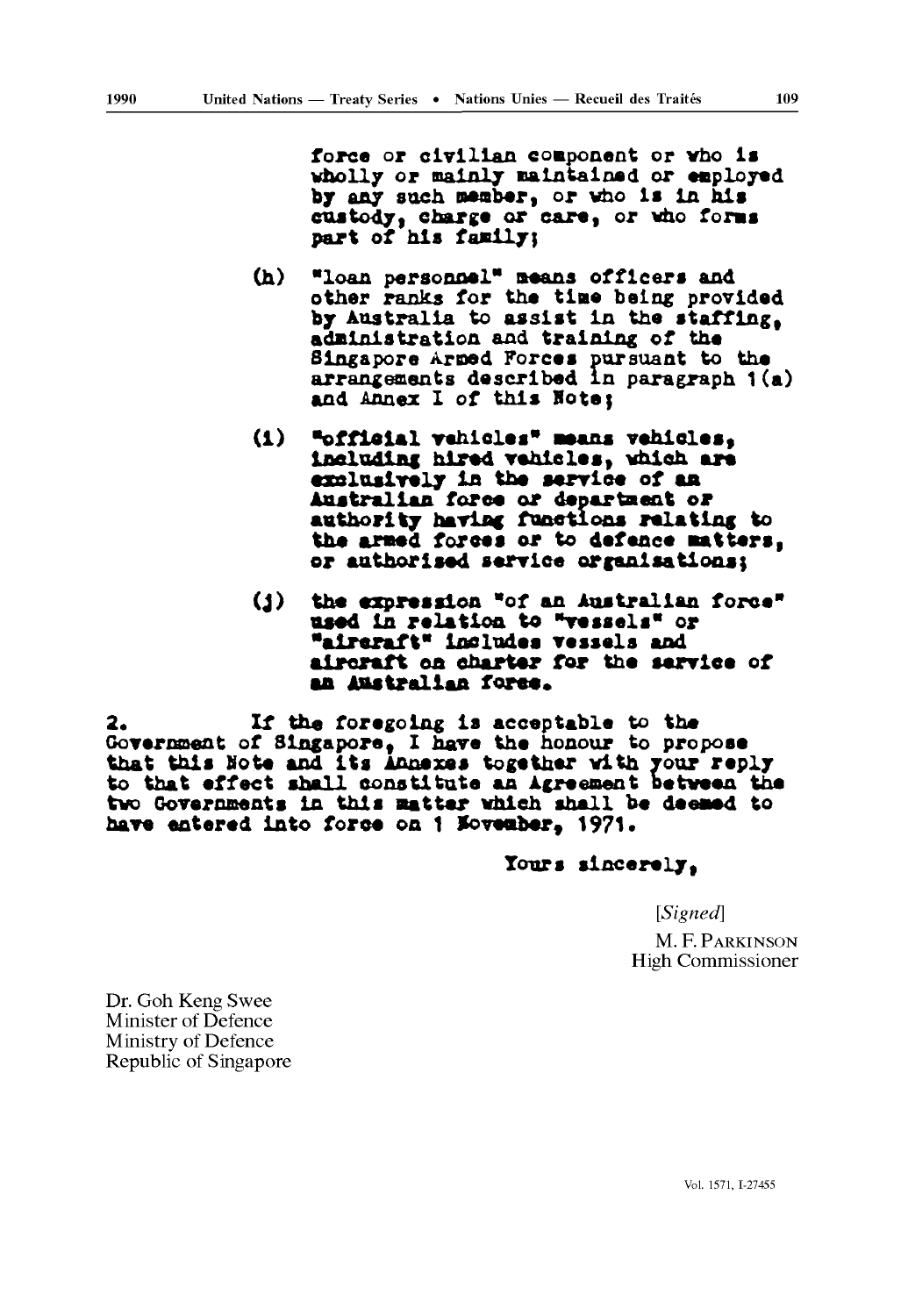force or civilian component or who is wholly or mainly maintained or employed by any such member, or who is in his custody, charge or care, or who forms part of his family;

(h) "loan personnel" means officers and other ranks for the time being provided by Australia to assist in the staffing, administration and training of the Singapore Armed Forces pursuant to the arrangements described in paragraph 1(a) and Annex I of this Note;

(i) "official vehicles" means vehicles, including hired vehicles, which are exclusively in the service of an Australian force or department or authority having functions relating to the armed forces or to defence matters, or authorised service organisations;

(j) the expression "of an Australian force" used in relation to "vessels" or "aircraft" includes vessels and aircraft on charter for the service of an Australian force.

2. If the foregoing is acceptable to the Government of Singapore, I have the honour to propose that this Note and its Annexes together with your reply to that effect shall constitute an Agreement between the two Governments in this matter which shall be deemed to have entered into force on 1 November, 1971.

Yours sincerely,

[*Signed*]

M. F. PARKINSON
High Commissioner

Dr. Goh Keng Swee
Minister of Defence
Ministry of Defence
Republic of Singapore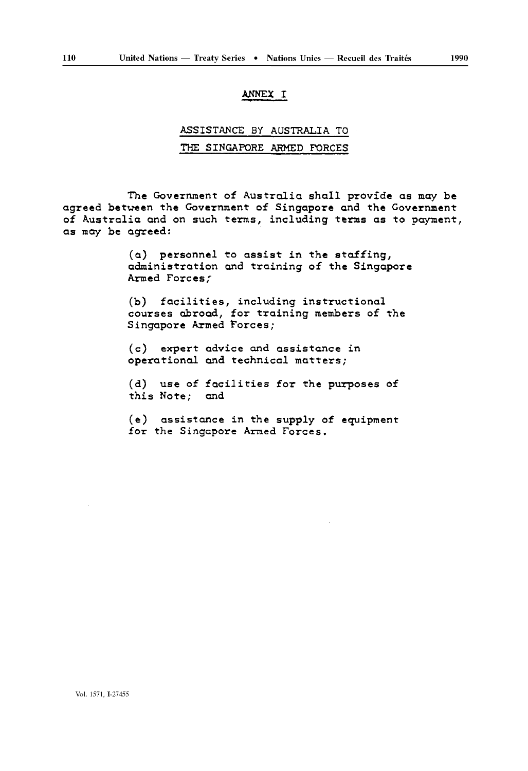## ANNEX I

## ASSISTANCE BY AUSTRALIA TO THE SINGAPORE ARMED FORCES

The Government of Australia shall provide as may be agreed between the Government of Singapore and the Government of Australia and on such terms, including terms as to payment, as may be agreed:

(a) personnel to assist in the staffing, administration and training of the Singapore Armed Forces;

(b) facilities, including instructional courses abroad, for training members of the Singapore Armed Forces;

(c) expert advice and assistance in operational and technical matters;

(d) use of facilities for the purposes of this Note; and

(e) assistance in the supply of equipment for the Singapore Armed Forces.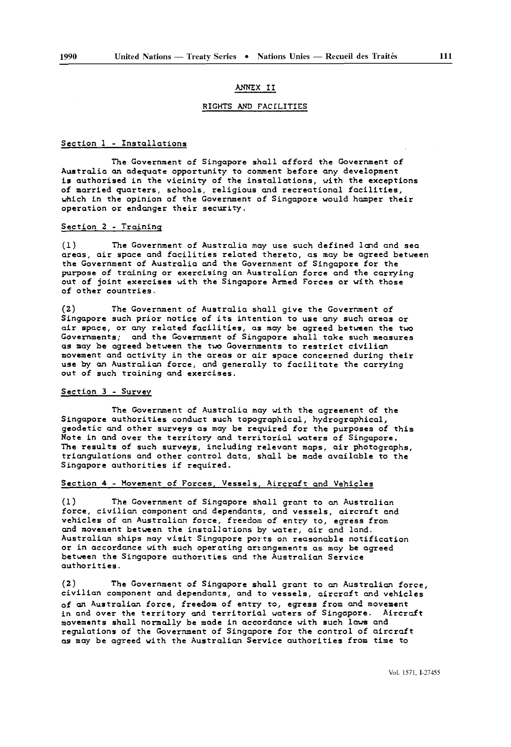## ANNEX II

## RIGHTS AND FACILITIES

### Section 1 - Installations

The Government of Singapore shall afford the Government of Australia an adequate opportunity to comment before any development is authorised in the vicinity of the installations, with the exceptions of married quarters, schools, religious and recreational facilities, which in the opinion of the Government of Singapore would hamper their operation or endanger their security.

### Section 2 - Training

(1) The Government of Australia may use such defined land and sea areas, air space and facilities related thereto, as may be agreed between the Government of Australia and the Government of Singapore for the purpose of training or exercising an Australian force and the carrying out of joint exercises with the Singapore Armed Forces or with those of other countries.

(2) The Government of Australia shall give the Government of Singapore such prior notice of its intention to use any such areas or air space, or any related facilities, as may be agreed between the two Governments; and the Government of Singapore shall take such measures as may be agreed between the two Governments to restrict civilian movement and activity in the areas or air space concerned during their use by an Australian force, and generally to facilitate the carrying out of such training and exercises.

### Section 3 - Survey

The Government of Australia may with the agreement of the Singapore authorities conduct such topographical, hydrographical, geodetic and other surveys as may be required for the purposes of this Note in and over the territory and territorial waters of Singapore. The results of such surveys, including relevant maps, air photographs, triangulations and other control data, shall be made available to the Singapore authorities if required.

### Section 4 - Movement of Forces, Vessels, Aircraft and Vehicles

(1) The Government of Singapore shall grant to an Australian force, civilian component and dependants, and vessels, aircraft and vehicles of an Australian force, freedom of entry to, egress from and movement between the installations by water, air and land. Australian ships may visit Singapore ports on reasonable notification or in accordance with such operating arrangements as may be agreed between the Singapore authorities and the Australian Service authorities.

(2) The Government of Singapore shall grant to an Australian force, civilian component and dependants, and to vessels, aircraft and vehicles of an Australian force, freedom of entry to, egress from and movement in and over the territory and territorial waters of Singapore. Aircraft movements shall normally be made in accordance with such laws and regulations of the Government of Singapore for the control of aircraft as may be agreed with the Australian Service authorities from time to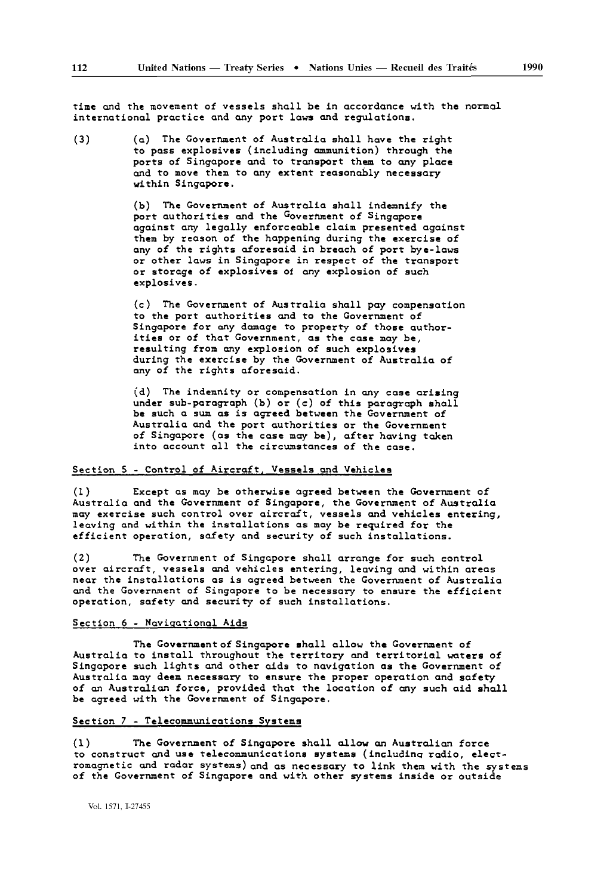time and the movement of vessels shall be in accordance with the normal international practice and any port laws and regulations.

(3) (a) The Government of Australia shall have the right to pass explosives (including ammunition) through the ports of Singapore and to transport them to any place and to move them to any extent reasonably necessary within Singapore.

(b) The Government of Australia shall indemnify the port authorities and the Government of Singapore against any legally enforceable claim presented against them by reason of the happening during the exercise of any of the rights aforesaid in breach of port bye-laws or other laws in Singapore in respect of the transport or storage of explosives of any explosion of such explosives.

(c) The Government of Australia shall pay compensation to the port authorities and to the Government of Singapore for any damage to property of those authorities or of that Government, as the case may be, resulting from any explosion of such explosives during the exercise by the Government of Australia of any of the rights aforesaid.

(d) The indemnity or compensation in any case arising under sub-paragraph (b) or (c) of this paragraph shall be such a sum as is agreed between the Government of Australia and the port authorities or the Government of Singapore (as the case may be), after having taken into account all the circumstances of the case.

## Section 5 - Control of Aircraft, Vessels and Vehicles

(1) Except as may be otherwise agreed between the Government of Australia and the Government of Singapore, the Government of Australia may exercise such control over aircraft, vessels and vehicles entering, leaving and within the installations as may be required for the efficient operation, safety and security of such installations.

(2) The Government of Singapore shall arrange for such control over aircraft, vessels and vehicles entering, leaving and within areas near the installations as is agreed between the Government of Australia and the Government of Singapore to be necessary to ensure the efficient operation, safety and security of such installations.

## Section 6 - Navigational Aids

The Government of Singapore shall allow the Government of Australia to install throughout the territory and territorial waters of Singapore such lights and other aids to navigation as the Government of Australia may deem necessary to ensure the proper operation and safety of an Australian force, provided that the location of any such aid shall be agreed with the Government of Singapore.

## Section 7 - Telecommunications Systems

(1) The Government of Singapore shall allow an Australian force to construct and use telecommunications systems (including radio, electromagnetic and radar systems) and as necessary to link them with the systems of the Government of Singapore and with other systems inside or outside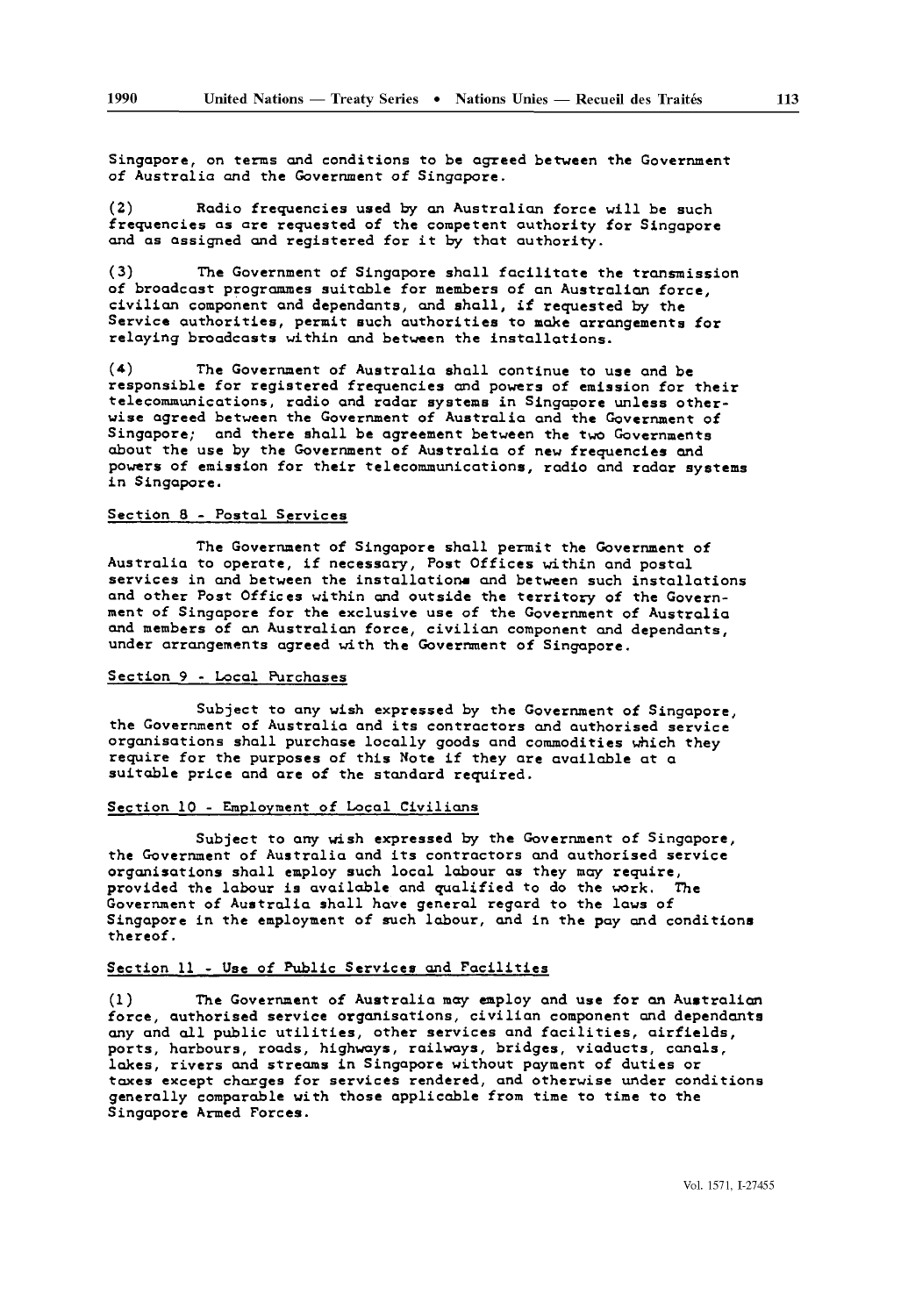Singapore, on terms and conditions to be agreed between the Government of Australia and the Government of Singapore.

(2) Radio frequencies used by an Australian force will be such frequencies as are requested of the competent authority for Singapore and as assigned and registered for it by that authority.

(3) The Government of Singapore shall facilitate the transmission of broadcast programmes suitable for members of an Australian force, civilian component and dependants, and shall, if requested by the Service authorities, permit such authorities to make arrangements for relaying broadcasts within and between the installations.

(4) The Government of Australia shall continue to use and be responsible for registered frequencies and powers of emission for their telecommunications, radio and radar systems in Singapore unless otherwise agreed between the Government of Australia and the Government of Singapore; and there shall be agreement between the two Governments about the use by the Government of Australia of new frequencies and powers of emission for their telecommunications, radio and radar systems in Singapore.

Section 8 - Postal Services

The Government of Singapore shall permit the Government of Australia to operate, if necessary, Post Offices within and postal services in and between the installations and between such installations and other Post Offices within and outside the territory of the Government of Singapore for the exclusive use of the Government of Australia and members of an Australian force, civilian component and dependants, under arrangements agreed with the Government of Singapore.

Section 9 - Local Purchases

Subject to any wish expressed by the Government of Singapore, the Government of Australia and its contractors and authorised service organisations shall purchase locally goods and commodities which they require for the purposes of this Note if they are available at a suitable price and are of the standard required.

Section 10 - Employment of Local Civilians

Subject to any wish expressed by the Government of Singapore, the Government of Australia and its contractors and authorised service organisations shall employ such local labour as they may require, provided the labour is available and qualified to do the work. The Government of Australia shall have general regard to the laws of Singapore in the employment of such labour, and in the pay and conditions thereof.

Section 11 - Use of Public Services and Facilities

(1) The Government of Australia may employ and use for an Australian force, authorised service organisations, civilian component and dependants any and all public utilities, other services and facilities, airfields, ports, harbours, roads, highways, railways, bridges, viaducts, canals, lakes, rivers and streams in Singapore without payment of duties or taxes except charges for services rendered, and otherwise under conditions generally comparable with those applicable from time to time to the Singapore Armed Forces.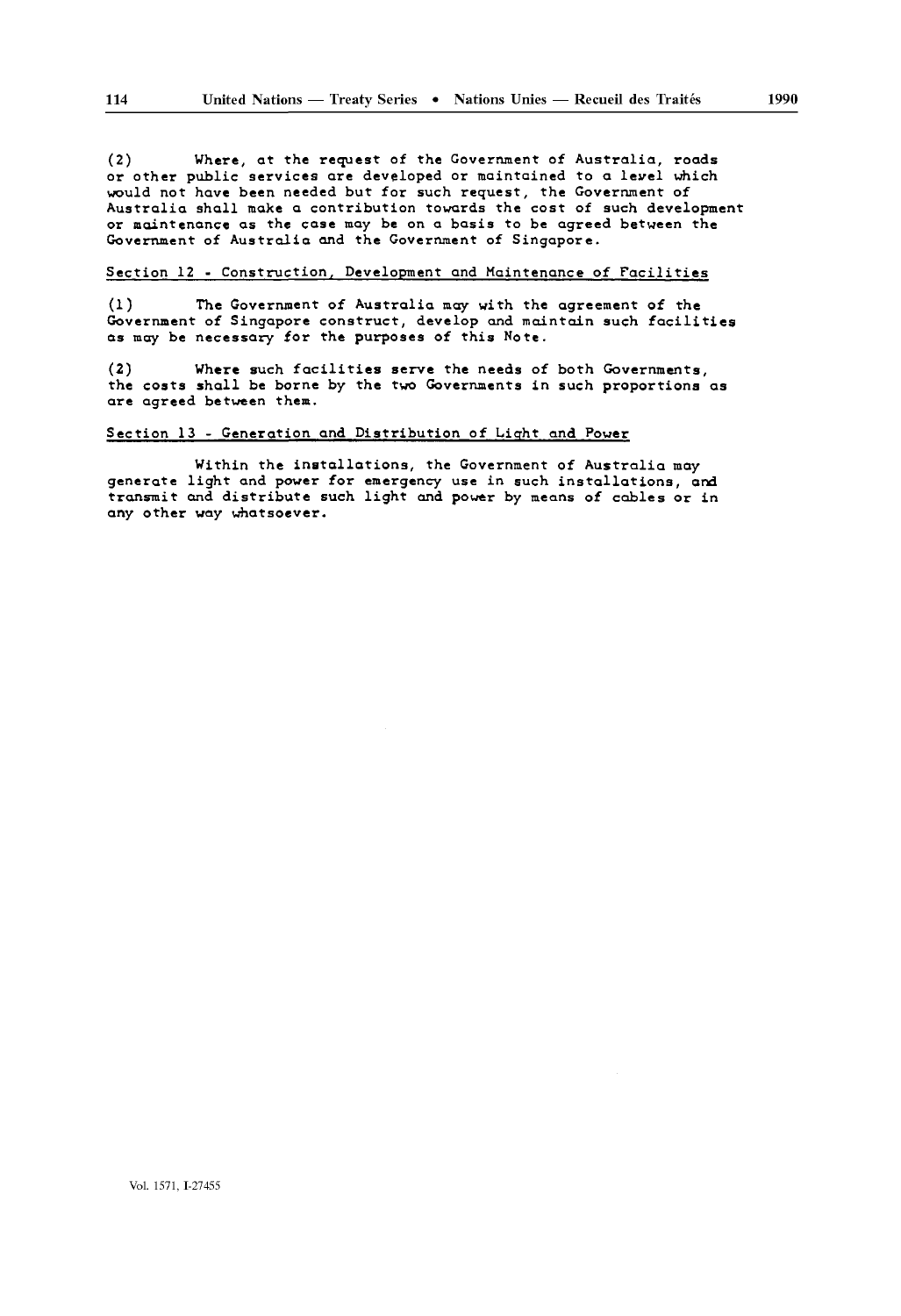(2) Where, at the request of the Government of Australia, roads or other public services are developed or maintained to a level which would not have been needed but for such request, the Government of Australia shall make a contribution towards the cost of such development or maintenance as the case may be on a basis to be agreed between the Government of Australia and the Government of Singapore.

Section 12 - Construction, Development and Maintenance of Facilities

(1) The Government of Australia may with the agreement of the Government of Singapore construct, develop and maintain such facilities as may be necessary for the purposes of this Note.

(2) Where such facilities serve the needs of both Governments, the costs shall be borne by the two Governments in such proportions as are agreed between them.

Section 13 - Generation and Distribution of Light and Power

Within the installations, the Government of Australia may generate light and power for emergency use in such installations, and transmit and distribute such light and power by means of cables or in any other way whatsoever.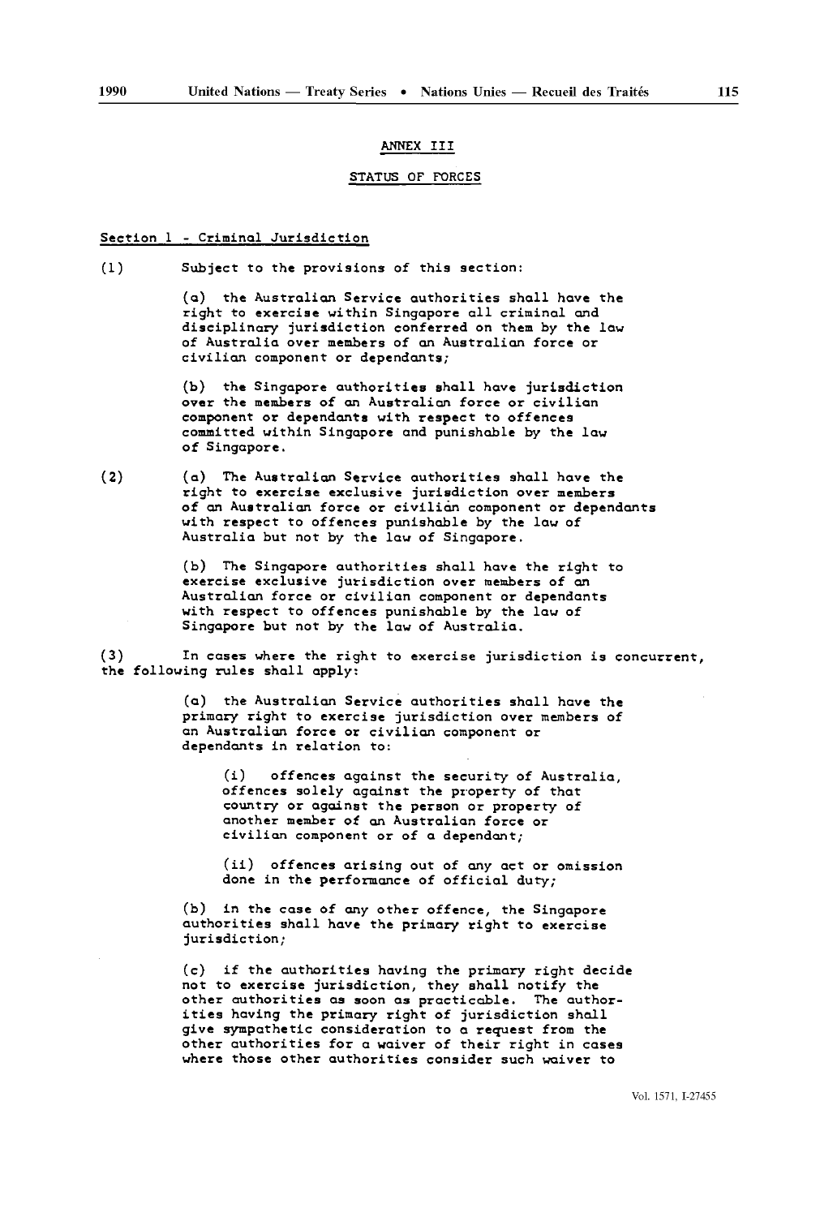ANNEX III

STATUS OF FORCES

Section 1 - Criminal Jurisdiction

(1) Subject to the provisions of this section:

(a) the Australian Service authorities shall have the right to exercise within Singapore all criminal and disciplinary jurisdiction conferred on them by the law of Australia over members of an Australian force or civilian component or dependants;

(b) the Singapore authorities shall have jurisdiction over the members of an Australian force or civilian component or dependants with respect to offences committed within Singapore and punishable by the law of Singapore.

(2) (a) The Australian Service authorities shall have the right to exercise exclusive jurisdiction over members of an Australian force or civilian component or dependants with respect to offences punishable by the law of Australia but not by the law of Singapore.

(b) The Singapore authorities shall have the right to exercise exclusive jurisdiction over members of an Australian force or civilian component or dependants with respect to offences punishable by the law of Singapore but not by the law of Australia.

(3) In cases where the right to exercise jurisdiction is concurrent, the following rules shall apply:

(a) the Australian Service authorities shall have the primary right to exercise jurisdiction over members of an Australian force or civilian component or dependants in relation to:

(i) offences against the security of Australia, offences solely against the property of that country or against the person or property of another member of an Australian force or civilian component or of a dependant;

(ii) offences arising out of any act or omission done in the performance of official duty;

(b) in the case of any other offence, the Singapore authorities shall have the primary right to exercise jurisdiction;

(c) if the authorities having the primary right decide not to exercise jurisdiction, they shall notify the other authorities as soon as practicable. The authorities having the primary right of jurisdiction shall give sympathetic consideration to a request from the other authorities for a waiver of their right in cases where those other authorities consider such waiver to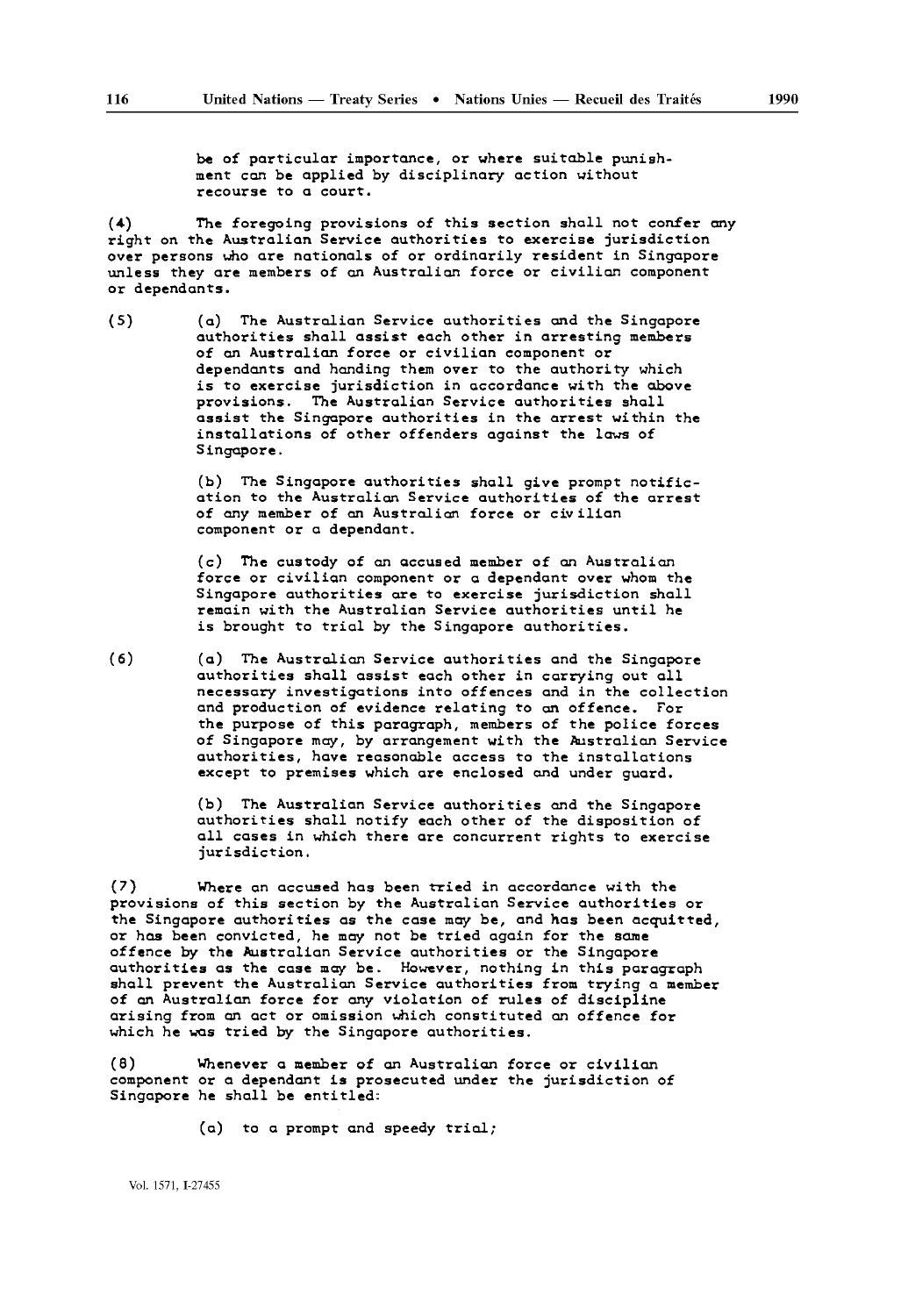be of particular importance, or where suitable punishment can be applied by disciplinary action without recourse to a court.

(4) The foregoing provisions of this section shall not confer any right on the Australian Service authorities to exercise jurisdiction over persons who are nationals of or ordinarily resident in Singapore unless they are members of an Australian force or civilian component or dependants.

(5) (a) The Australian Service authorities and the Singapore authorities shall assist each other in arresting members of an Australian force or civilian component or dependants and handing them over to the authority which is to exercise jurisdiction in accordance with the above provisions. The Australian Service authorities shall assist the Singapore authorities in the arrest within the installations of other offenders against the laws of Singapore.

(b) The Singapore authorities shall give prompt notification to the Australian Service authorities of the arrest of any member of an Australian force or civilian component or a dependant.

(c) The custody of an accused member of an Australian force or civilian component or a dependant over whom the Singapore authorities are to exercise jurisdiction shall remain with the Australian Service authorities until he is brought to trial by the Singapore authorities.

(6) (a) The Australian Service authorities and the Singapore authorities shall assist each other in carrying out all necessary investigations into offences and in the collection and production of evidence relating to an offence. For the purpose of this paragraph, members of the police forces of Singapore may, by arrangement with the Australian Service authorities, have reasonable access to the installations except to premises which are enclosed and under guard.

(b) The Australian Service authorities and the Singapore authorities shall notify each other of the disposition of all cases in which there are concurrent rights to exercise jurisdiction.

(7) Where an accused has been tried in accordance with the provisions of this section by the Australian Service authorities or the Singapore authorities as the case may be, and has been acquitted, or has been convicted, he may not be tried again for the same offence by the Australian Service authorities or the Singapore authorities as the case may be. However, nothing in this paragraph shall prevent the Australian Service authorities from trying a member of an Australian force for any violation of rules of discipline arising from an act or omission which constituted an offence for which he was tried by the Singapore authorities.

(8) Whenever a member of an Australian force or civilian component or a dependant is prosecuted under the jurisdiction of Singapore he shall be entitled:

(a) to a prompt and speedy trial;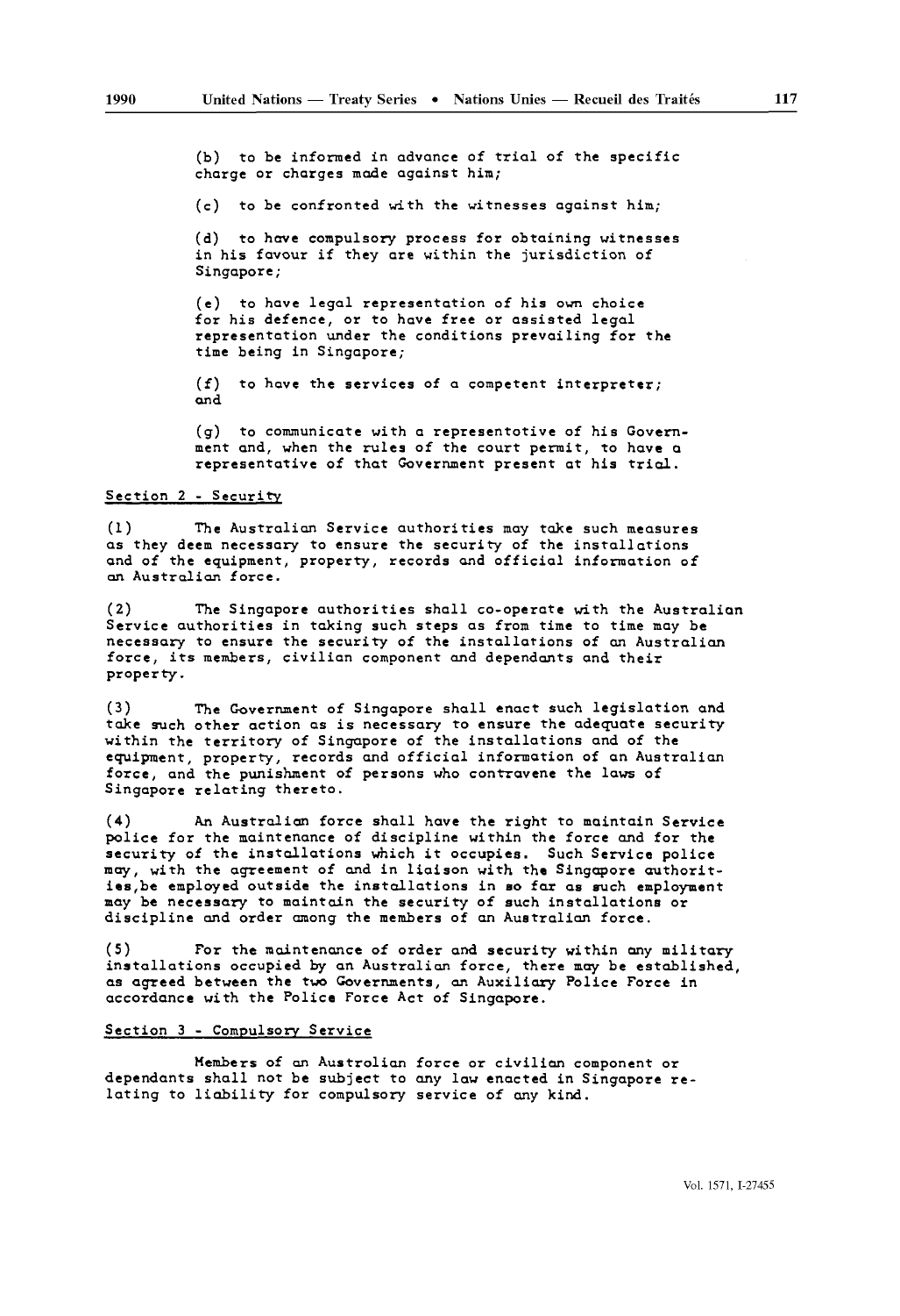(b) to be informed in advance of trial of the specific charge or charges made against him;

(c) to be confronted with the witnesses against him;

(d) to have compulsory process for obtaining witnesses in his favour if they are within the jurisdiction of Singapore;

(e) to have legal representation of his own choice for his defence, or to have free or assisted legal representation under the conditions prevailing for the time being in Singapore;

(f) to have the services of a competent interpreter; and

(g) to communicate with a representotive of his Government and, when the rules of the court permit, to have a representative of that Government present at his trial.

Section 2 - Security

(1) The Australian Service authorities may take such measures as they deem necessary to ensure the security of the installations and of the equipment, property, records and official information of an Australian force.

(2) The Singapore authorities shall co-operate with the Australian Service authorities in taking such steps as from time to time may be necessary to ensure the security of the installations of an Australian force, its members, civilian component and dependants and their property.

(3) The Government of Singapore shall enact such legislation and take such other action as is necessary to ensure the adequate security within the territory of Singapore of the installations and of the equipment, property, records and official information of an Australian force, and the punishment of persons who contravene the laws of Singapore relating thereto.

(4) An Australian force shall have the right to maintain Service police for the maintenance of discipline within the force and for the security of the installations which it occupies. Such Service police may, with the agreement of and in liaison with the Singapore authorities,be employed outside the installations in so far as such employment may be necessary to maintain the security of such installations or discipline and order among the members of an Australian force.

(5) For the maintenance of order and security within any military installations occupied by an Australian force, there may be established, as agreed between the two Governments, an Auxiliary Police Force in accordance with the Police Force Act of Singapore.

Section 3 - Compulsory Service

Members of an Australian force or civilian component or dependants shall not be subject to any law enacted in Singapore relating to liability for compulsory service of any kind.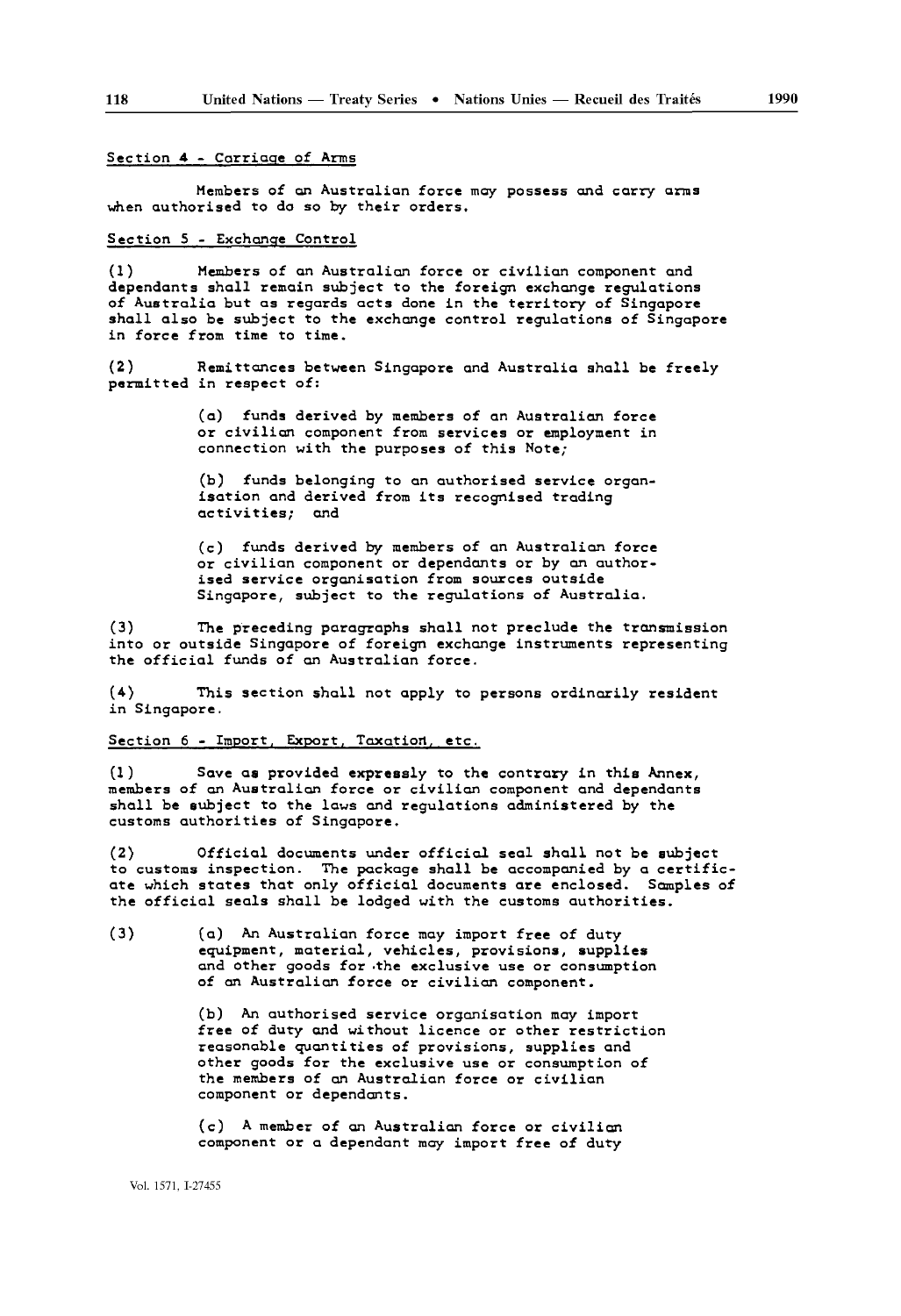Section 4 - Carriage of Arms

Members of an Australian force may possess and carry arms when authorised to do so by their orders.

Section 5 - Exchange Control

(1) Members of an Australian force or civilian component and dependants shall remain subject to the foreign exchange regulations of Australia but as regards acts done in the territory of Singapore shall also be subject to the exchange control regulations of Singapore in force from time to time.

(2) Remittances between Singapore and Australia shall be freely permitted in respect of:

(a) funds derived by members of an Australian force or civilian component from services or employment in connection with the purposes of this Note;

(b) funds belonging to an authorised service organisation and derived from its recognised trading activities; and

(c) funds derived by members of an Australian force or civilian component or dependants or by an authorised service organisation from sources outside Singapore, subject to the regulations of Australia.

(3) The preceding paragraphs shall not preclude the transmission into or outside Singapore of foreign exchange instruments representing the official funds of an Australian force.

(4) This section shall not apply to persons ordinarily resident in Singapore.

Section 6 - Import, Export, Taxation, etc.

(1) Save as provided expressly to the contrary in this Annex, members of an Australian force or civilian component and dependants shall be subject to the laws and regulations administered by the customs authorities of Singapore.

(2) Official documents under official seal shall not be subject to customs inspection. The package shall be accompanied by a certificate which states that only official documents are enclosed. Samples of the official seals shall be lodged with the customs authorities.

(3) (a) An Australian force may import free of duty equipment, material, vehicles, provisions, supplies and other goods for the exclusive use or consumption of an Australian force or civilian component.

(b) An authorised service organisation may import free of duty and without licence or other restriction reasonable quantities of provisions, supplies and other goods for the exclusive use or consumption of the members of an Australian force or civilian component or dependants.

(c) A member of an Australian force or civilian component or a dependant may import free of duty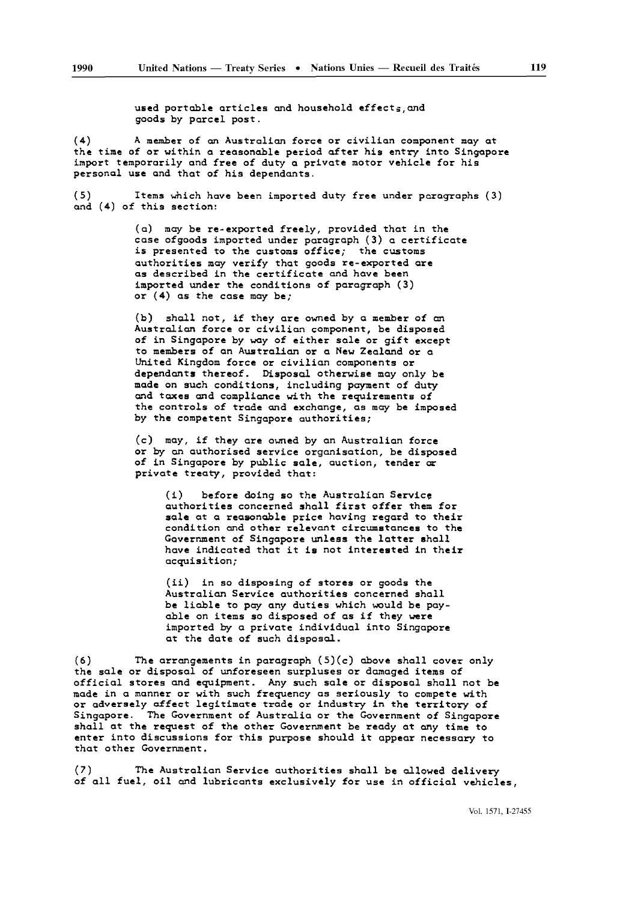used portable articles and household effects, and goods by parcel post.

(4) A member of an Australian force or civilian component may at the time of or within a reasonable period after his entry into Singapore import temporarily and free of duty a private motor vehicle for his personal use and that of his dependants.

(5) Items which have been imported duty free under paragraphs (3) and (4) of this section:

(a) may be re-exported freely, provided that in the case ofgoods imported under paragraph (3) a certificate is presented to the customs office; the customs authorities may verify that goods re-exported are as described in the certificate and have been imported under the conditions of paragraph (3) or (4) as the case may be;

(b) shall not, if they are owned by a member of an Australian force or civilian component, be disposed of in Singapore by way of either sale or gift except to members of an Australian or a New Zealand or a United Kingdom force or civilian components or dependants thereof. Disposal otherwise may only be made on such conditions, including payment of duty and taxes and compliance with the requirements of the controls of trade and exchange, as may be imposed by the competent Singapore authorities;

(c) may, if they are owned by an Australian force or by an authorised service organisation, be disposed of in Singapore by public sale, auction, tender or private treaty, provided that:

(i) before doing so the Australian Service authorities concerned shall first offer them for sale at a reasonable price having regard to their condition and other relevant circumstances to the Government of Singapore unless the latter shall have indicated that it is not interested in their acquisition;

(ii) in so disposing of stores or goods the Australian Service authorities concerned shall be liable to pay any duties which would be payable on items so disposed of as if they were imported by a private individual into Singapore at the date of such disposal.

(6) The arrangements in paragraph (5)(c) above shall cover only the sale or disposal of unforeseen surpluses or damaged items of official stores and equipment. Any such sale or disposal shall not be made in a manner or with such frequency as seriously to compete with or adversely affect legitimate trade or industry in the territory of Singapore. The Government of Australia or the Government of Singapore shall at the request of the other Government be ready at any time to enter into discussions for this purpose should it appear necessary to that other Government.

(7) The Australian Service authorities shall be allowed delivery of all fuel, oil and lubricants exclusively for use in official vehicles,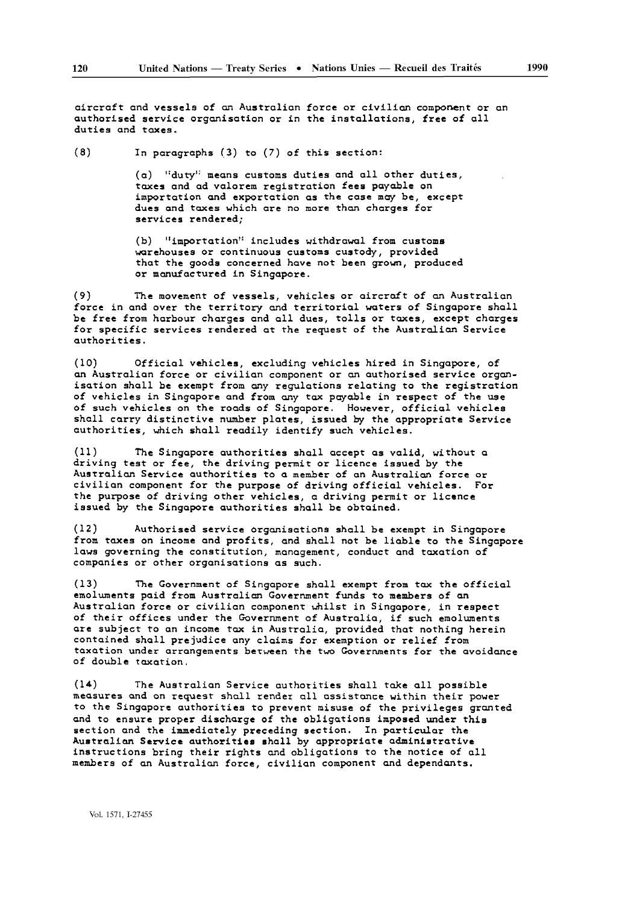aircraft and vessels of an Australian force or civilian component or an authorised service organisation or in the installations, free of all duties and taxes.

(8) In paragraphs (3) to (7) of this section:

(a) "duty" means customs duties and all other duties, taxes and ad valorem registration fees payable on importation and exportation as the case may be, except dues and taxes which are no more than charges for services rendered;

(b) "importation" includes withdrawal from customs warehouses or continuous customs custody, provided that the goods concerned have not been grown, produced or manufactured in Singapore.

(9) The movement of vessels, vehicles or aircraft of an Australian force in and over the territory and territorial waters of Singapore shall be free from harbour charges and all dues, tolls or taxes, except charges for specific services rendered at the request of the Australian Service authorities.

(10) Official vehicles, excluding vehicles hired in Singapore, of an Australian force or civilian component or an authorised service organisation shall be exempt from any regulations relating to the registration of vehicles in Singapore and from any tax payable in respect of the use of such vehicles on the roads of Singapore. However, official vehicles shall carry distinctive number plates, issued by the appropriate Service authorities, which shall readily identify such vehicles.

(11) The Singapore authorities shall accept as valid, without a driving test or fee, the driving permit or licence issued by the Australian Service authorities to a member of an Australian force or civilian component for the purpose of driving official vehicles. For the purpose of driving other vehicles, a driving permit or licence issued by the Singapore authorities shall be obtained.

(12) Authorised service organisations shall be exempt in Singapore from taxes on income and profits, and shall not be liable to the Singapore laws governing the constitution, management, conduct and taxation of companies or other organisations as such.

(13) The Government of Singapore shall exempt from tax the official emoluments paid from Australian Government funds to members of an Australian force or civilian component whilst in Singapore, in respect of their offices under the Government of Australia, if such emoluments are subject to an income tax in Australia, provided that nothing herein contained shall prejudice any claims for exemption or relief from taxation under arrangements between the two Governments for the avoidance of double taxation.

(14) The Australian Service authorities shall take all possible measures and on request shall render all assistance within their power to the Singapore authorities to prevent misuse of the privileges granted and to ensure proper discharge of the obligations imposed under this section and the immediately preceding section. In particular the Australian Service authorities shall by appropriate administrative instructions bring their rights and obligations to the notice of all members of an Australian force, civilian component and dependants.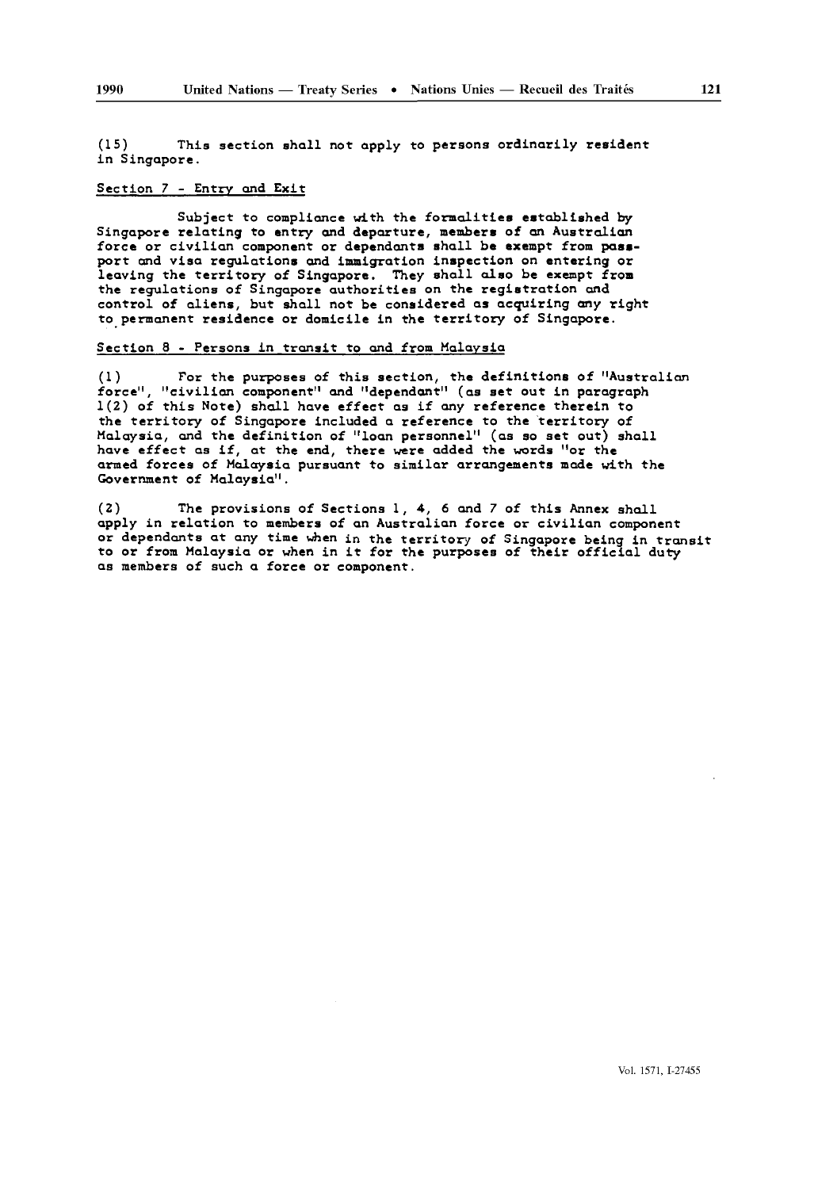(15) This section shall not apply to persons ordinarily resident in Singapore.

## Section 7 - Entry and Exit

Subject to compliance with the formalities established by Singapore relating to entry and departure, members of an Australian force or civilian component or dependants shall be exempt from passport and visa regulations and immigration inspection on entering or leaving the territory of Singapore. They shall also be exempt from the regulations of Singapore authorities on the registration and control of aliens, but shall not be considered as acquiring any right to permanent residence or domicile in the territory of Singapore.

## Section 8 - Persons in transit to and from Malaysia

(1) For the purposes of this section, the definitions of "Australian force", "civilian component" and "dependant" (as set out in paragraph 1(2) of this Note) shall have effect as if any reference therein to the territory of Singapore included a reference to the territory of Malaysia, and the definition of "loan personnel" (as so set out) shall have effect as if, at the end, there were added the words "or the armed forces of Malaysia pursuant to similar arrangements made with the Government of Malaysia".

(2) The provisions of Sections 1, 4, 6 and 7 of this Annex shall apply in relation to members of an Australian force or civilian component or dependants at any time when in the territory of Singapore being in transit to or from Malaysia or when in it for the purposes of their official duty as members of such a force or component.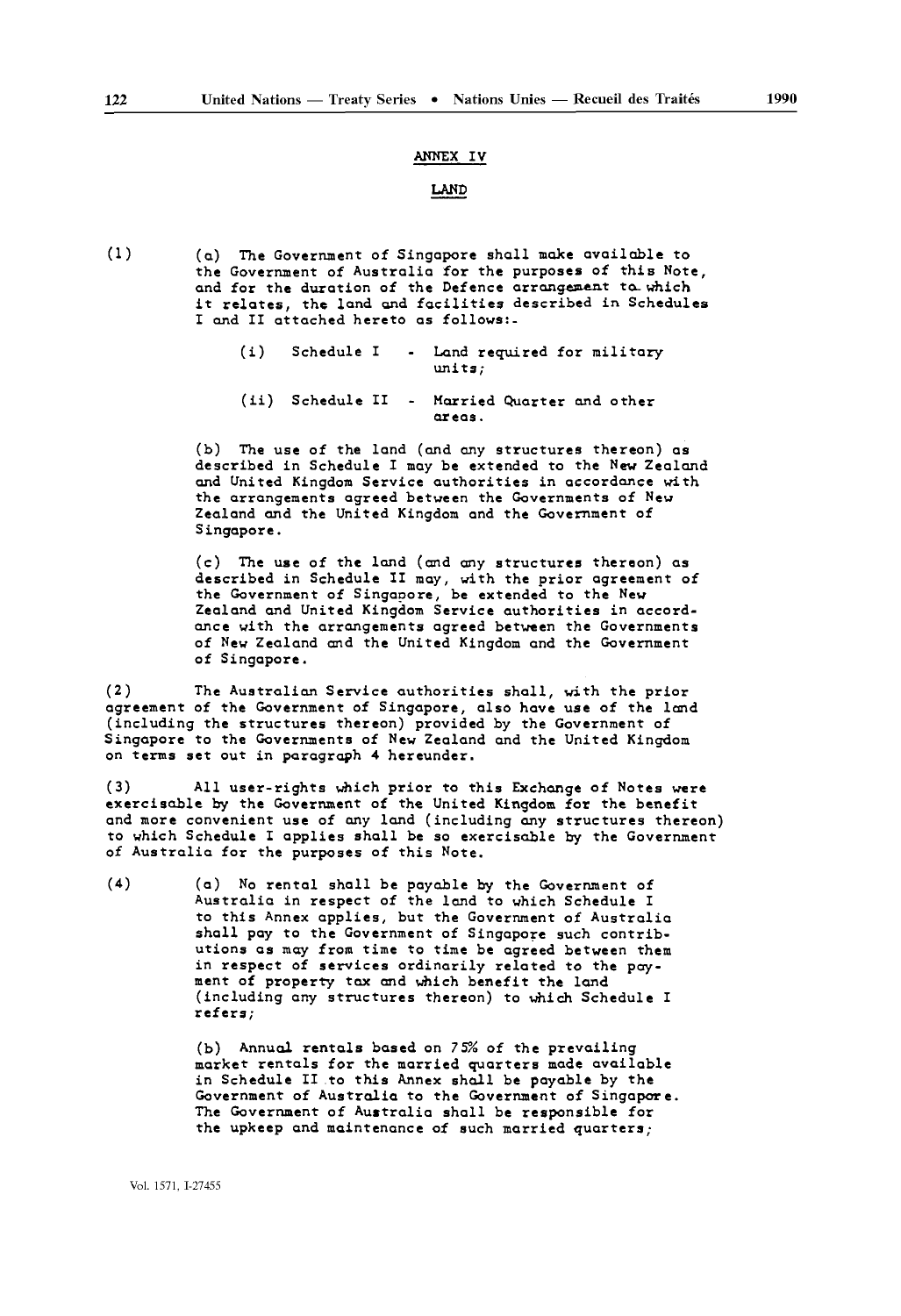## ANNEX IV

### LAND

(1) (a) The Government of Singapore shall make available to the Government of Australia for the purposes of this Note, and for the duration of the Defence arrangement to which it relates, the land and facilities described in Schedules I and II attached hereto as follows:-

(i) Schedule I - Land required for military units;

(ii) Schedule II - Married Quarter and other areas.

(b) The use of the land (and any structures thereon) as described in Schedule I may be extended to the New Zealand and United Kingdom Service authorities in accordance with the arrangements agreed between the Governments of New Zealand and the United Kingdom and the Government of Singapore.

(c) The use of the land (and any structures thereon) as described in Schedule II may, with the prior agreement of the Government of Singapore, be extended to the New Zealand and United Kingdom Service authorities in accordance with the arrangements agreed between the Governments of New Zealand and the United Kingdom and the Government of Singapore.

(2) The Australian Service authorities shall, with the prior agreement of the Government of Singapore, also have use of the land (including the structures thereon) provided by the Government of Singapore to the Governments of New Zealand and the United Kingdom on terms set out in paragraph 4 hereunder.

(3) All user-rights which prior to this Exchange of Notes were exercisable by the Government of the United Kingdom for the benefit and more convenient use of any land (including any structures thereon) to which Schedule I applies shall be so exercisable by the Government of Australia for the purposes of this Note.

(4) (a) No rental shall be payable by the Government of Australia in respect of the land to which Schedule I to this Annex applies, but the Government of Australia shall pay to the Government of Singapore such contributions as may from time to time be agreed between them in respect of services ordinarily related to the payment of property tax and which benefit the land (including any structures thereon) to which Schedule I refers;

(b) Annual rentals based on 75% of the prevailing market rentals for the married quarters made available in Schedule II to this Annex shall be payable by the Government of Australia to the Government of Singapore. The Government of Australia shall be responsible for the upkeep and maintenance of such married quarters;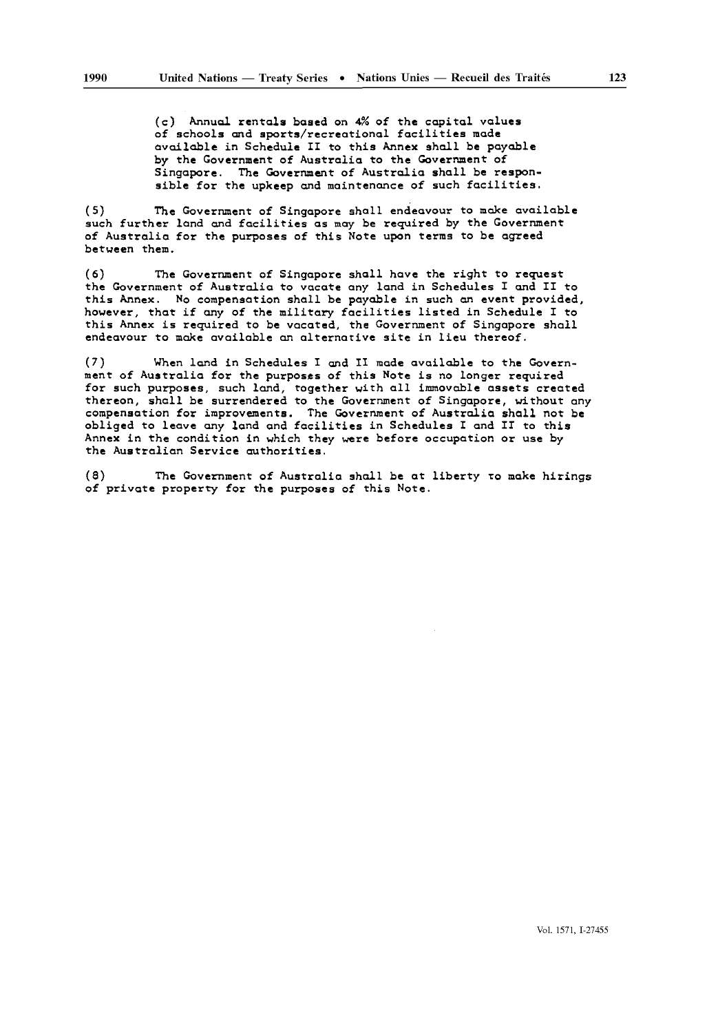(c) Annual rentals based on 4% of the capital values of schools and sports/recreational facilities made available in Schedule II to this Annex shall be payable by the Government of Australia to the Government of Singapore. The Government of Australia shall be responsible for the upkeep and maintenance of such facilities.

(5) The Government of Singapore shall endeavour to make available such further land and facilities as may be required by the Government of Australia for the purposes of this Note upon terms to be agreed between them.

(6) The Government of Singapore shall have the right to request the Government of Australia to vacate any land in Schedules I and II to this Annex. No compensation shall be payable in such an event provided, however, that if any of the military facilities listed in Schedule I to this Annex is required to be vacated, the Government of Singapore shall endeavour to make available an alternative site in lieu thereof.

(7) When land in Schedules I and II made available to the Government of Australia for the purposes of this Note is no longer required for such purposes, such land, together with all immovable assets created thereon, shall be surrendered to the Government of Singapore, without any compensation for improvements. The Government of Australia shall not be obliged to leave any land and facilities in Schedules I and II to this Annex in the condition in which they were before occupation or use by the Australian Service authorities.

(8) The Government of Australia shall be at liberty to make hirings of private property for the purposes of this Note.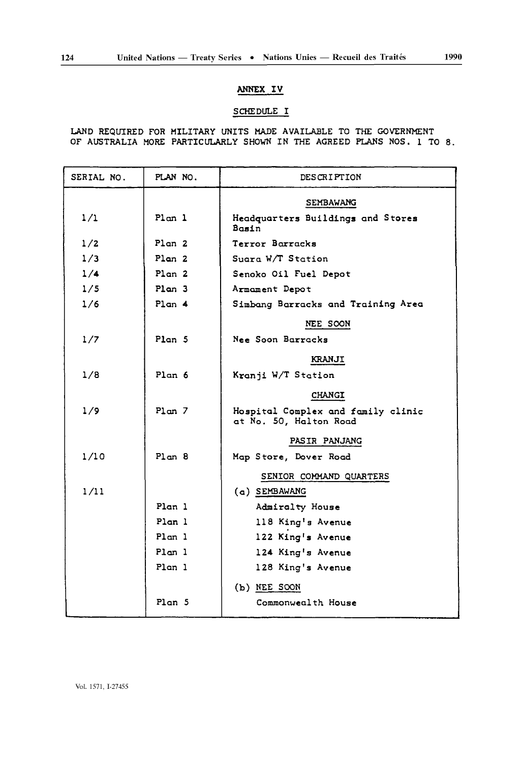## ANNEX IV

### SCHEDULE I

LAND REQUIRED FOR MILITARY UNITS MADE AVAILABLE TO THE GOVERNMENT OF AUSTRALIA MORE PARTICULARLY SHOWN IN THE AGREED PLANS NOS. 1 TO 8.

| SERIAL NO. | PLAN NO. | DESCRIPTION |
|---|---|---|
| | | SEMBAWANG |
| 1/1 | Plan 1 | Headquarters Buildings and Stores Basin |
| 1/2 | Plan 2 | Terror Barracks |
| 1/3 | Plan 2 | Suara W/T Station |
| 1/4 | Plan 2 | Senoko Oil Fuel Depot |
| 1/5 | Plan 3 | Armament Depot |
| 1/6 | Plan 4 | Simbang Barracks and Training Area |
| | | NEE SOON |
| 1/7 | Plan 5 | Nee Soon Barracks |
| | | KRANJI |
| 1/8 | Plan 6 | Kranji W/T Station |
| | | CHANGI |
| 1/9 | Plan 7 | Hospital Complex and family clinic at No. 50, Halton Road |
| | | PASIR PANJANG |
| 1/10 | Plan 8 | Map Store, Dover Road |
| | | SENIOR COMMAND QUARTERS |
| 1/11 | | (a) SEMBAWANG |
| | Plan 1 | Admiralty House |
| | Plan 1 | 118 King's Avenue |
| | Plan 1 | 122 King's Avenue |
| | Plan 1 | 124 King's Avenue |
| | Plan 1 | 128 King's Avenue |
| | | (b) NEE SOON |
| | Plan 5 | Commonwealth House |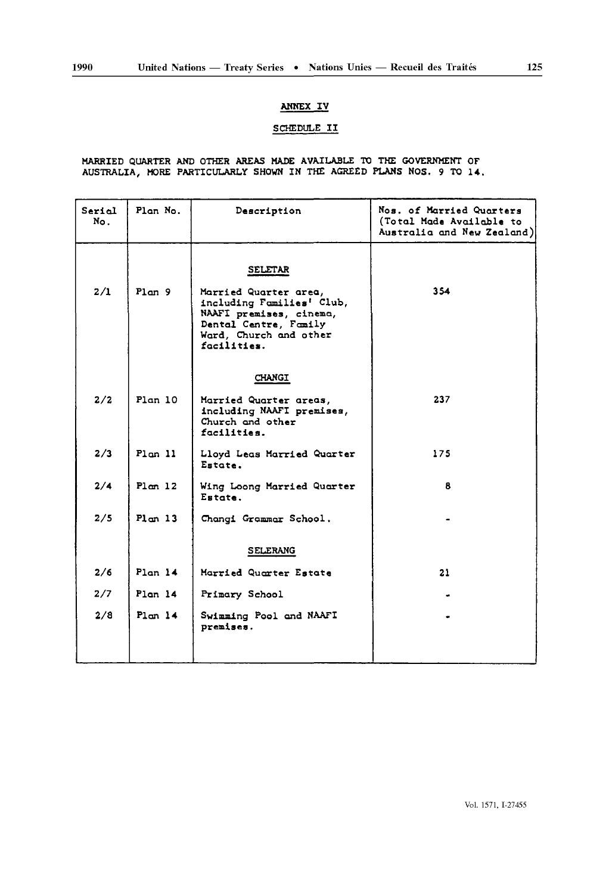## ANNEX IV

### SCHEDULE II

MARRIED QUARTER AND OTHER AREAS MADE AVAILABLE TO THE GOVERNMENT OF AUSTRALIA, MORE PARTICULARLY SHOWN IN THE AGREED PLANS NOS. 9 TO 14.

| Serial No. | Plan No. | Description | Nos. of Married Quarters (Total Made Available to Australia and New Zealand) |
|---|---|---|---|
| | | SELETAR | |
| 2/1 | Plan 9 | Married Quarter area, including Families' Club, NAAFI premises, cinema, Dental Centre, Family Ward, Church and other facilities. | 354 |
| | | CHANGI | |
| 2/2 | Plan 10 | Married Quarter areas, including NAAFI premises, Church and other facilities. | 237 |
| 2/3 | Plan 11 | Lloyd Leas Married Quarter Estate. | 175 |
| 2/4 | Plan 12 | Wing Loong Married Quarter Estate. | 8 |
| 2/5 | Plan 13 | Changi Grammar School. | - |
| | | SELERANG | |
| 2/6 | Plan 14 | Married Quarter Estate | 21 |
| 2/7 | Plan 14 | Primary School | - |
| 2/8 | Plan 14 | Swimming Pool and NAAFI premises. | - |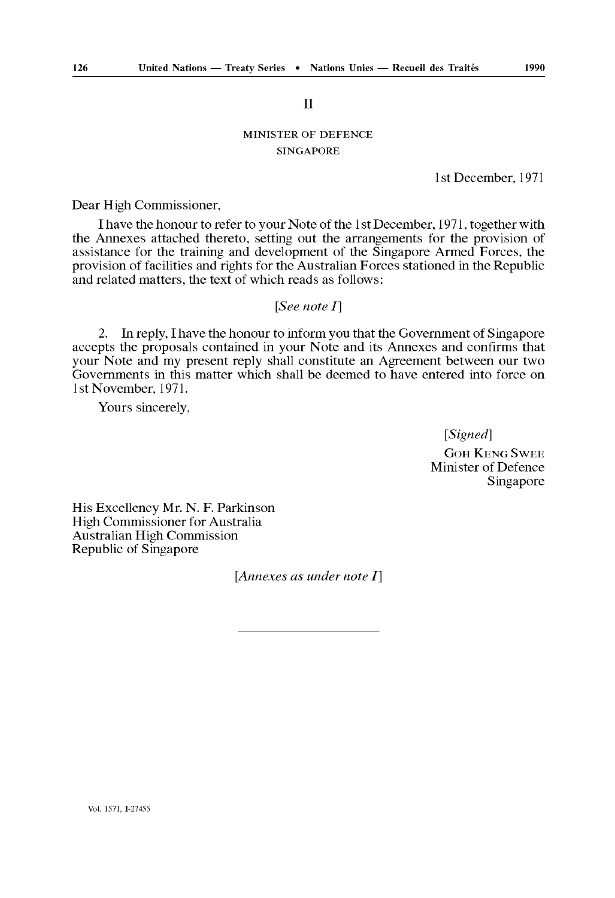II

MINISTER OF DEFENCE
SINGAPORE

1st December, 1971

Dear High Commissioner,

I have the honour to refer to your Note of the 1st December, 1971, together with the Annexes attached thereto, setting out the arrangements for the provision of assistance for the training and development of the Singapore Armed Forces, the provision of facilities and rights for the Australian Forces stationed in the Republic and related matters, the text of which reads as follows:

[*See note I*]

2. In reply, I have the honour to inform you that the Government of Singapore accepts the proposals contained in your Note and its Annexes and confirms that your Note and my present reply shall constitute an Agreement between our two Governments in this matter which shall be deemed to have entered into force on 1st November, 1971.

Yours sincerely,

[*Signed*]
GOH KENG SWEE
Minister of Defence
Singapore

His Excellency Mr. N. F. Parkinson
High Commissioner for Australia
Australian High Commission
Republic of Singapore

[*Annexes as under note I*]